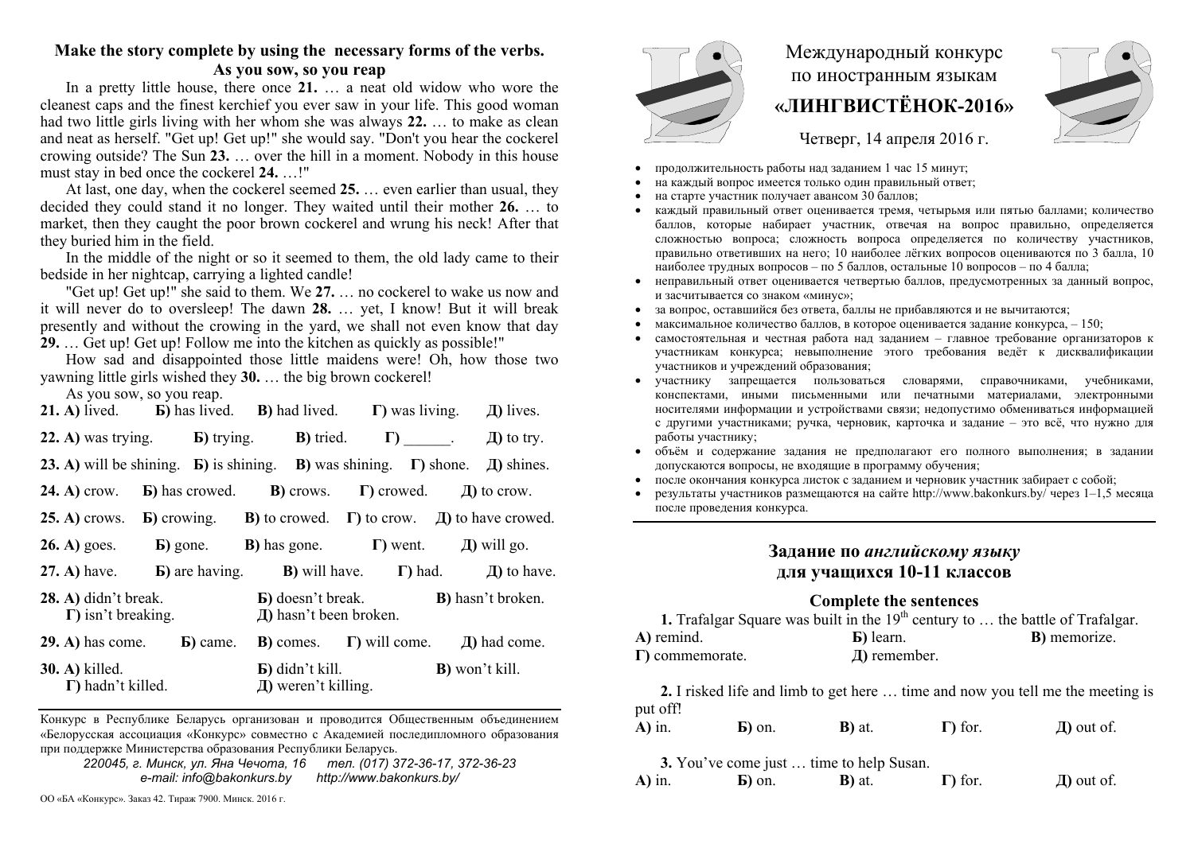# Международный конкурс по иностранным языкам «ЛИНГВИСТЁНОК-2016»

Четверг, 14 апреля 2016 г.

- продолжительность работы над заданием 1 час 15 минут;
- на каждый вопрос имеется только один правильный ответ;
- на старте участник получает авансом 30 баллов;
- каждый правильный ответ оценивается тремя, четырьмя или пятью баллами; количество баллов, которые набирает участник, отвечая на вопрос правильно, определяется сложностью вопроса; сложность вопроса определяется по количеству участников, правильно ответивших на него; 10 наиболее лёгких вопросов оцениваются по 3 балла, 10 наиболее трудных вопросов – по 5 баллов, остальные 10 вопросов – по 4 балла;
- неправильный ответ оценивается четвертью баллов, предусмотренных за данный вопрос, и засчитывается со знаком «минус»;
- за вопрос, оставшийся без ответа, баллы не прибавляются и не вычитаются;
- максимальное количество баллов, в которое оценивается задание конкурса, – 150;
- самостоятельная и честная работа над заданием – главное требование организаторов к участникам конкурса; невыполнение этого требования ведёт к дисквалификации участников и учреждений образования;
- участнику запрещается пользоваться словарями, справочниками, учебниками, конспектами, иными письменными или печатными материалами, электронными носителями информации и устройствами связи; недопустимо обмениваться информацией с другими участниками; ручка, черновик, карточка и задание – это всё, что нужно для работы участнику;
- объём и содержание задания не предполагают его полного выполнения; в задании допускаются вопросы, не входящие в программу обучения;
- после окончания конкурса листок с заданием и черновик участник забирает с собой;
- результаты участников размещаются на сайте http://www.bakonkurs.by/ через 1–1,5 месяца после проведения конкурса.

## Задание по *английскому языку* для учащихся 10-11 классов

### Complete the sentences

**1.** Trafalgar Square was built in the 19th century to … the battle of Trafalgar.

**А)** remind. **Б)** learn. **В)** memorize. **Г)** commemorate. **Д)** remember.

**2.** I risked life and limb to get here … time and now you tell me the meeting is put off!

**А)** in. **Б)** on. **В)** at. **Г)** for. **Д)** out of.

**3.** You've come just … time to help Susan.

**А)** in. **Б)** on. **В)** at. **Г)** for. **Д)** out of.

### Make the story complete by using the necessary forms of the verbs.

### As you sow, so you reap

In a pretty little house, there once **21.** … a neat old widow who wore the cleanest caps and the finest kerchief you ever saw in your life. This good woman had two little girls living with her whom she was always **22.** … to make as clean and neat as herself. "Get up! Get up!" she would say. "Don't you hear the cockerel crowing outside? The Sun **23.** … over the hill in a moment. Nobody in this house must stay in bed once the cockerel **24.** …!"

At last, one day, when the cockerel seemed **25.** … even earlier than usual, they decided they could stand it no longer. They waited until their mother **26.** … to market, then they caught the poor brown cockerel and wrung his neck! After that they buried him in the field.

In the middle of the night or so it seemed to them, the old lady came to their bedside in her nightcap, carrying a lighted candle!

"Get up! Get up!" she said to them. We **27.** … no cockerel to wake us now and it will never do to oversleep! The dawn **28.** … yet, I know! But it will break presently and without the crowing in the yard, we shall not even know that day **29.** … Get up! Get up! Follow me into the kitchen as quickly as possible!"

How sad and disappointed those little maidens were! Oh, how those two yawning little girls wished they **30.** … the big brown cockerel!

As you sow, so you reap.

**21. А)** lived. **Б)** has lived. **В)** had lived. **Г)** was living. **Д)** lives.

**22. А)** was trying. **Б)** trying. **В)** tried. **Г)** ______. **Д)** to try.

**23. А)** will be shining. **Б)** is shining. **В)** was shining. **Г)** shone. **Д)** shines.

**24. А)** crow. **Б)** has crowed. **В)** crows. **Г)** crowed. **Д)** to crow.

**25. А)** crows. **Б)** crowing. **В)** to crowed. **Г)** to crow. **Д)** to have crowed.

**26. А)** goes. **Б)** gone. **В)** has gone. **Г)** went. **Д)** will go.

**27. А)** have. **Б)** are having. **В)** will have. **Г)** had. **Д)** to have.

**28. А)** didn't break. **Б)** doesn't break. **В)** hasn't broken. **Г)** isn't breaking. **Д)** hasn't been broken.

**29. А)** has come. **Б)** came. **В)** comes. **Г)** will come. **Д)** had come.

**30. А)** killed. **Б)** didn't kill. **В)** won't kill. **Г)** hadn't killed. **Д)** weren't killing.

---

Конкурс в Республике Беларусь организован и проводится Общественным объединением «Белорусская ассоциация «Конкурс» совместно с Академией последипломного образования при поддержке Министерства образования Республики Беларусь.

*220045, г. Минск, ул. Яна Чечота, 16 тел. (017) 372-36-17, 372-36-23*
*e-mail: info@bakonkurs.by http://www.bakonkurs.by/*

ОО «БА «Конкурс». Заказ 42. Тираж 7900. Минск. 2016 г.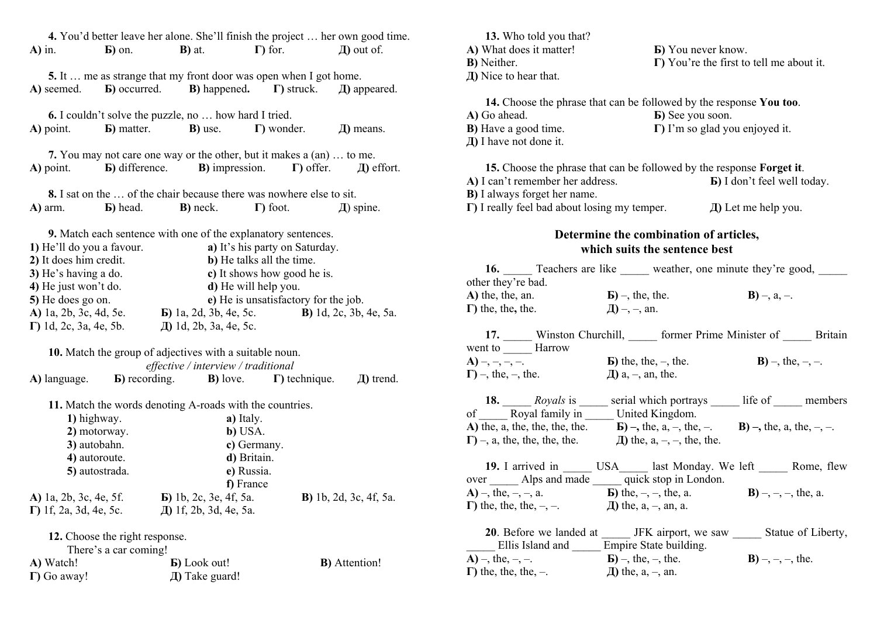**4.** You'd better leave her alone. She'll finish the project … her own good time.
**А)** in. **Б)** on. **В)** at. **Г)** for. **Д)** out of.

**5.** It … me as strange that my front door was open when I got home.
**А)** seemed. **Б)** occurred. **В)** happened**.** **Г)** struck. **Д)** appeared.

**6.** I couldn't solve the puzzle, no … how hard I tried.
**А)** point. **Б)** matter. **В)** use. **Г)** wonder. **Д)** means.

**7.** You may not care one way or the other, but it makes a (an) … to me.
**А)** point. **Б)** difference. **В)** impression. **Г)** offer. **Д)** effort.

**8.** I sat on the … of the chair because there was nowhere else to sit.
**А)** arm. **Б)** head. **В)** neck. **Г)** foot. **Д)** spine.

**9.** Match each sentence with one of the explanatory sentences.

**1)** He'll do you a favour. **a)** It's his party on Saturday.
**2)** It does him credit. **b)** He talks all the time.
**3)** He's having a do. **c)** It shows how good he is.
**4)** He just won't do. **d)** He will help you.
**5)** He does go on. **e)** He is unsatisfactory for the job.

**А)** 1a, 2b, 3c, 4d, 5e. **Б)** 1a, 2d, 3b, 4e, 5c. **В)** 1d, 2c, 3b, 4e, 5a.
**Г)** 1d, 2c, 3a, 4e, 5b. **Д)** 1d, 2b, 3a, 4e, 5c.

**10.** Match the group of adjectives with a suitable noun.

*effective / interview / traditional*

**А)** language. **Б)** recording. **В)** love. **Г)** technique. **Д)** trend.

**11.** Match the words denoting A-roads with the countries.

**1)** highway. **a)** Italy.
**2)** motorway. **b)** USA.
**3)** autobahn. **c)** Germany.
**4)** autoroute. **d)** Britain.
**5)** autostrada. **e)** Russia.
**f)** France

**А)** 1a, 2b, 3c, 4e, 5f. **Б)** 1b, 2c, 3e, 4f, 5a. **В)** 1b, 2d, 3c, 4f, 5a.
**Г)** 1f, 2a, 3d, 4e, 5c. **Д)** 1f, 2b, 3d, 4e, 5a.

**12.** Choose the right response.

There's a car coming!

**А)** Watch! **Б)** Look out! **В)** Attention!
**Г)** Go away! **Д)** Take guard!

**13.** Who told you that?
**А)** What does it matter! **Б)** You never know.
**В)** Neither. **Г)** You're the first to tell me about it.
**Д)** Nice to hear that.

**14.** Choose the phrase that can be followed by the response **You too**.
**А)** Go ahead. **Б)** See you soon.
**В)** Have a good time. **Г)** I'm so glad you enjoyed it.
**Д)** I have not done it.

**15.** Choose the phrase that can be followed by the response **Forget it**.
**А)** I can't remember her address. **Б)** I don't feel well today.
**В)** I always forget her name.
**Г)** I really feel bad about losing my temper. **Д)** Let me help you.

## Determine the combination of articles, which suits the sentence best

**16.** _____ Teachers are like _____ weather, one minute they're good, _____ other they're bad.
**А)** the, the, an. **Б)** –, the, the. **В)** –, a, –.
**Г)** the, the**,** the. **Д)** –, –, an.

**17.** _____ Winston Churchill, _____ former Prime Minister of _____ Britain went to _____ Harrow
**А)** –, –, –, –. **Б)** the, the, –, the. **В)** –, the, –, –.
**Г)** –, the, –, the. **Д)** a, –, an, the.

**18.** _____ *Royals* is _____ serial which portrays _____ life of _____ members of _____ Royal family in _____ United Kingdom.
**А)** the, a, the, the, the, the. **Б) –,** the, a, –, the, –. **В) –,** the, a, the, –, –.
**Г)** –, a, the, the, the, the. **Д)** the, a, –, –, the, the.

**19.** I arrived in _____ USA_____ last Monday. We left _____ Rome, flew over _____ Alps and made _____ quick stop in London.
**А)** –, the, –, –, a. **Б)** the, –, –, the, a. **В)** –, –, –, the, a.
**Г)** the, the, the, –, –. **Д)** the, a, –, an, a.

**20**. Before we landed at _____ JFK airport, we saw _____ Statue of Liberty, _____ Ellis Island and _____ Empire State building.
**А)** –, the, –, –. **Б)** –, the, –, the. **В)** –, –, –, the.
**Г)** the, the, the, –. **Д)** the, a, –, an.